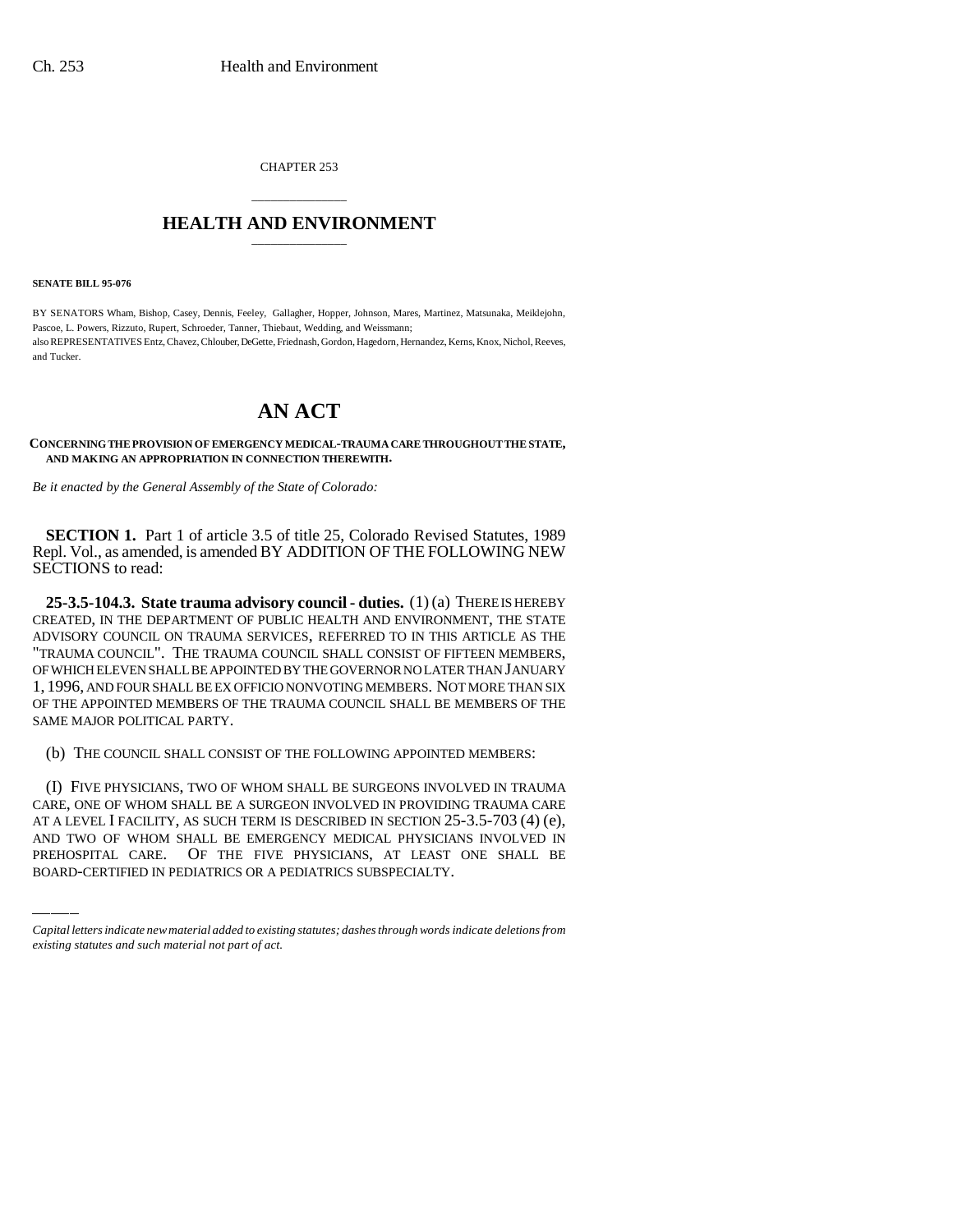CHAPTER 253

# HEALTH AND ENVIRONMENT

**SENATE BILL 95-076**

BY SENATORS Wham, Bishop, Casey, Dennis, Feeley, Gallagher, Hopper, Johnson, Mares, Martinez, Matsunaka, Meiklejohn, Pascoe, L. Powers, Rizzuto, Rupert, Schroeder, Tanner, Thiebaut, Wedding, and Weissmann;
also REPRESENTATIVES Entz, Chavez, Chlouber, DeGette, Friednash, Gordon, Hagedorn, Hernandez, Kerns, Knox, Nichol, Reeves, and Tucker.

# AN ACT

**CONCERNING THE PROVISION OF EMERGENCY MEDICAL-TRAUMA CARE THROUGHOUT THE STATE, AND MAKING AN APPROPRIATION IN CONNECTION THEREWITH.**

*Be it enacted by the General Assembly of the State of Colorado:*

**SECTION 1.** Part 1 of article 3.5 of title 25, Colorado Revised Statutes, 1989 Repl. Vol., as amended, is amended BY ADDITION OF THE FOLLOWING NEW SECTIONS to read:

**25-3.5-104.3. State trauma advisory council - duties.** (1) (a) THERE IS HEREBY CREATED, IN THE DEPARTMENT OF PUBLIC HEALTH AND ENVIRONMENT, THE STATE ADVISORY COUNCIL ON TRAUMA SERVICES, REFERRED TO IN THIS ARTICLE AS THE "TRAUMA COUNCIL". THE TRAUMA COUNCIL SHALL CONSIST OF FIFTEEN MEMBERS, OF WHICH ELEVEN SHALL BE APPOINTED BY THE GOVERNOR NO LATER THAN JANUARY 1, 1996, AND FOUR SHALL BE EX OFFICIO NONVOTING MEMBERS. NOT MORE THAN SIX OF THE APPOINTED MEMBERS OF THE TRAUMA COUNCIL SHALL BE MEMBERS OF THE SAME MAJOR POLITICAL PARTY.

(b) THE COUNCIL SHALL CONSIST OF THE FOLLOWING APPOINTED MEMBERS:

(I) FIVE PHYSICIANS, TWO OF WHOM SHALL BE SURGEONS INVOLVED IN TRAUMA CARE, ONE OF WHOM SHALL BE A SURGEON INVOLVED IN PROVIDING TRAUMA CARE AT A LEVEL I FACILITY, AS SUCH TERM IS DESCRIBED IN SECTION 25-3.5-703 (4) (e), AND TWO OF WHOM SHALL BE EMERGENCY MEDICAL PHYSICIANS INVOLVED IN PREHOSPITAL CARE. OF THE FIVE PHYSICIANS, AT LEAST ONE SHALL BE BOARD-CERTIFIED IN PEDIATRICS OR A PEDIATRICS SUBSPECIALTY.

*Capital letters indicate new material added to existing statutes; dashes through words indicate deletions from existing statutes and such material not part of act.*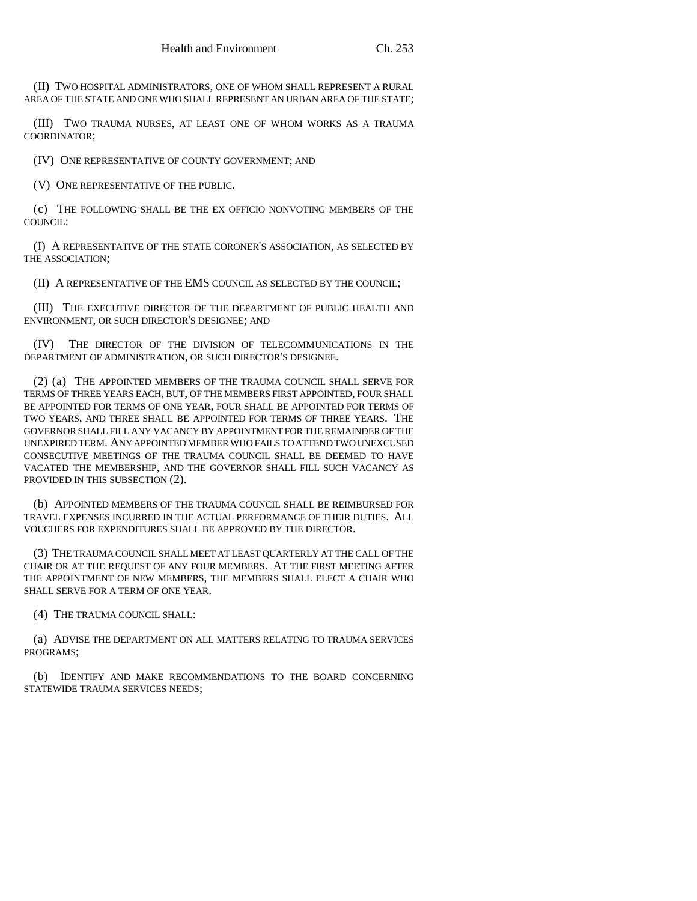(II) TWO HOSPITAL ADMINISTRATORS, ONE OF WHOM SHALL REPRESENT A RURAL AREA OF THE STATE AND ONE WHO SHALL REPRESENT AN URBAN AREA OF THE STATE;

(III) TWO TRAUMA NURSES, AT LEAST ONE OF WHOM WORKS AS A TRAUMA COORDINATOR;

(IV) ONE REPRESENTATIVE OF COUNTY GOVERNMENT; AND

(V) ONE REPRESENTATIVE OF THE PUBLIC.

(c) THE FOLLOWING SHALL BE THE EX OFFICIO NONVOTING MEMBERS OF THE COUNCIL:

(I) A REPRESENTATIVE OF THE STATE CORONER'S ASSOCIATION, AS SELECTED BY THE ASSOCIATION;

(II) A REPRESENTATIVE OF THE EMS COUNCIL AS SELECTED BY THE COUNCIL;

(III) THE EXECUTIVE DIRECTOR OF THE DEPARTMENT OF PUBLIC HEALTH AND ENVIRONMENT, OR SUCH DIRECTOR'S DESIGNEE; AND

(IV) THE DIRECTOR OF THE DIVISION OF TELECOMMUNICATIONS IN THE DEPARTMENT OF ADMINISTRATION, OR SUCH DIRECTOR'S DESIGNEE.

(2) (a) THE APPOINTED MEMBERS OF THE TRAUMA COUNCIL SHALL SERVE FOR TERMS OF THREE YEARS EACH, BUT, OF THE MEMBERS FIRST APPOINTED, FOUR SHALL BE APPOINTED FOR TERMS OF ONE YEAR, FOUR SHALL BE APPOINTED FOR TERMS OF TWO YEARS, AND THREE SHALL BE APPOINTED FOR TERMS OF THREE YEARS. THE GOVERNOR SHALL FILL ANY VACANCY BY APPOINTMENT FOR THE REMAINDER OF THE UNEXPIRED TERM. ANY APPOINTED MEMBER WHO FAILS TO ATTEND TWO UNEXCUSED CONSECUTIVE MEETINGS OF THE TRAUMA COUNCIL SHALL BE DEEMED TO HAVE VACATED THE MEMBERSHIP, AND THE GOVERNOR SHALL FILL SUCH VACANCY AS PROVIDED IN THIS SUBSECTION (2).

(b) APPOINTED MEMBERS OF THE TRAUMA COUNCIL SHALL BE REIMBURSED FOR TRAVEL EXPENSES INCURRED IN THE ACTUAL PERFORMANCE OF THEIR DUTIES. ALL VOUCHERS FOR EXPENDITURES SHALL BE APPROVED BY THE DIRECTOR.

(3) THE TRAUMA COUNCIL SHALL MEET AT LEAST QUARTERLY AT THE CALL OF THE CHAIR OR AT THE REQUEST OF ANY FOUR MEMBERS. AT THE FIRST MEETING AFTER THE APPOINTMENT OF NEW MEMBERS, THE MEMBERS SHALL ELECT A CHAIR WHO SHALL SERVE FOR A TERM OF ONE YEAR.

(4) THE TRAUMA COUNCIL SHALL:

(a) ADVISE THE DEPARTMENT ON ALL MATTERS RELATING TO TRAUMA SERVICES PROGRAMS;

(b) IDENTIFY AND MAKE RECOMMENDATIONS TO THE BOARD CONCERNING STATEWIDE TRAUMA SERVICES NEEDS;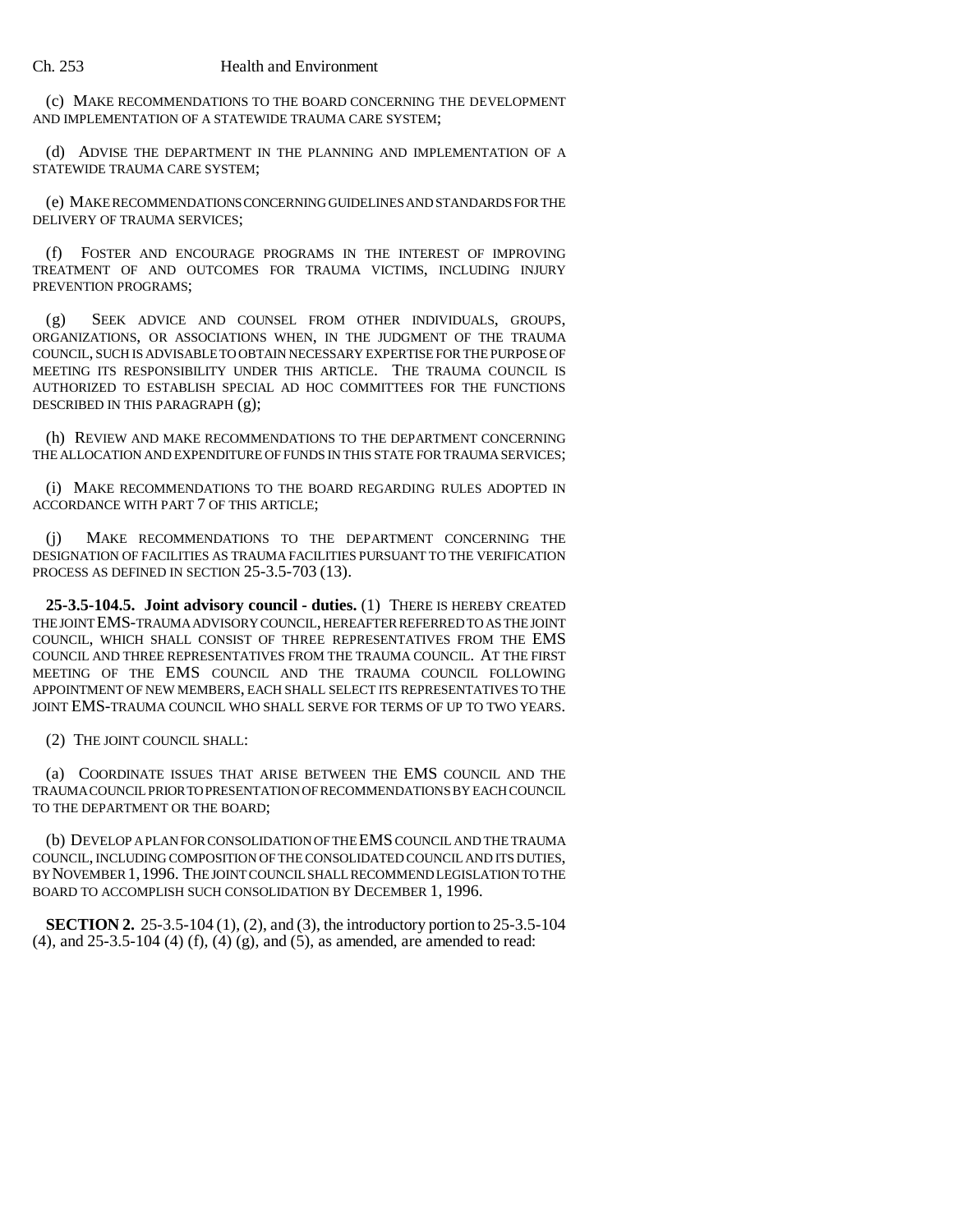(c) MAKE RECOMMENDATIONS TO THE BOARD CONCERNING THE DEVELOPMENT AND IMPLEMENTATION OF A STATEWIDE TRAUMA CARE SYSTEM;

(d) ADVISE THE DEPARTMENT IN THE PLANNING AND IMPLEMENTATION OF A STATEWIDE TRAUMA CARE SYSTEM;

(e) MAKE RECOMMENDATIONS CONCERNING GUIDELINES AND STANDARDS FOR THE DELIVERY OF TRAUMA SERVICES;

(f) FOSTER AND ENCOURAGE PROGRAMS IN THE INTEREST OF IMPROVING TREATMENT OF AND OUTCOMES FOR TRAUMA VICTIMS, INCLUDING INJURY PREVENTION PROGRAMS;

(g) SEEK ADVICE AND COUNSEL FROM OTHER INDIVIDUALS, GROUPS, ORGANIZATIONS, OR ASSOCIATIONS WHEN, IN THE JUDGMENT OF THE TRAUMA COUNCIL, SUCH IS ADVISABLE TO OBTAIN NECESSARY EXPERTISE FOR THE PURPOSE OF MEETING ITS RESPONSIBILITY UNDER THIS ARTICLE. THE TRAUMA COUNCIL IS AUTHORIZED TO ESTABLISH SPECIAL AD HOC COMMITTEES FOR THE FUNCTIONS DESCRIBED IN THIS PARAGRAPH (g);

(h) REVIEW AND MAKE RECOMMENDATIONS TO THE DEPARTMENT CONCERNING THE ALLOCATION AND EXPENDITURE OF FUNDS IN THIS STATE FOR TRAUMA SERVICES;

(i) MAKE RECOMMENDATIONS TO THE BOARD REGARDING RULES ADOPTED IN ACCORDANCE WITH PART 7 OF THIS ARTICLE;

(j) MAKE RECOMMENDATIONS TO THE DEPARTMENT CONCERNING THE DESIGNATION OF FACILITIES AS TRAUMA FACILITIES PURSUANT TO THE VERIFICATION PROCESS AS DEFINED IN SECTION 25-3.5-703 (13).

**25-3.5-104.5. Joint advisory council - duties.** (1) THERE IS HEREBY CREATED THE JOINT EMS-TRAUMA ADVISORY COUNCIL, HEREAFTER REFERRED TO AS THE JOINT COUNCIL, WHICH SHALL CONSIST OF THREE REPRESENTATIVES FROM THE EMS COUNCIL AND THREE REPRESENTATIVES FROM THE TRAUMA COUNCIL. AT THE FIRST MEETING OF THE EMS COUNCIL AND THE TRAUMA COUNCIL FOLLOWING APPOINTMENT OF NEW MEMBERS, EACH SHALL SELECT ITS REPRESENTATIVES TO THE JOINT EMS-TRAUMA COUNCIL WHO SHALL SERVE FOR TERMS OF UP TO TWO YEARS.

(2) THE JOINT COUNCIL SHALL:

(a) COORDINATE ISSUES THAT ARISE BETWEEN THE EMS COUNCIL AND THE TRAUMA COUNCIL PRIOR TO PRESENTATION OF RECOMMENDATIONS BY EACH COUNCIL TO THE DEPARTMENT OR THE BOARD;

(b) DEVELOP A PLAN FOR CONSOLIDATION OF THE EMS COUNCIL AND THE TRAUMA COUNCIL, INCLUDING COMPOSITION OF THE CONSOLIDATED COUNCIL AND ITS DUTIES, BY NOVEMBER 1, 1996. THE JOINT COUNCIL SHALL RECOMMEND LEGISLATION TO THE BOARD TO ACCOMPLISH SUCH CONSOLIDATION BY DECEMBER 1, 1996.

**SECTION 2.** 25-3.5-104 (1), (2), and (3), the introductory portion to 25-3.5-104 (4), and 25-3.5-104 (4) (f), (4) (g), and (5), as amended, are amended to read: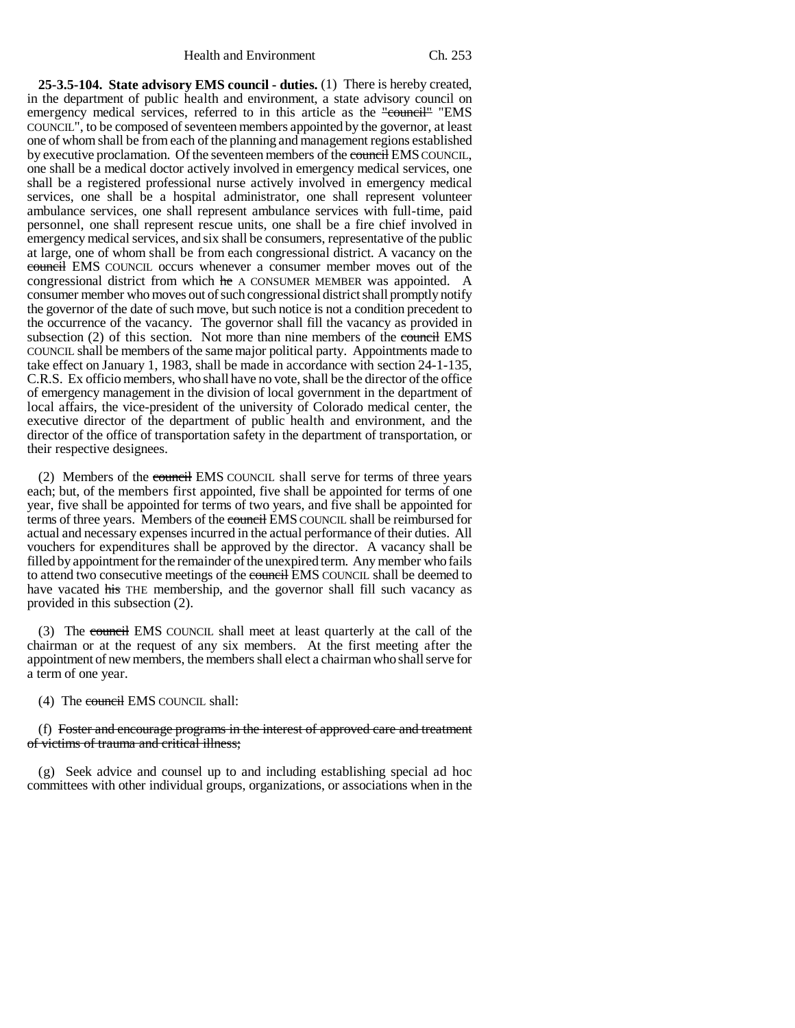**25-3.5-104. State advisory EMS council - duties.** (1) There is hereby created, in the department of public health and environment, a state advisory council on emergency medical services, referred to in this article as the ~~"council"~~ "EMS COUNCIL", to be composed of seventeen members appointed by the governor, at least one of whom shall be from each of the planning and management regions established by executive proclamation. Of the seventeen members of the ~~council~~ EMS COUNCIL, one shall be a medical doctor actively involved in emergency medical services, one shall be a registered professional nurse actively involved in emergency medical services, one shall be a hospital administrator, one shall represent volunteer ambulance services, one shall represent ambulance services with full-time, paid personnel, one shall represent rescue units, one shall be a fire chief involved in emergency medical services, and six shall be consumers, representative of the public at large, one of whom shall be from each congressional district. A vacancy on the ~~council~~ EMS COUNCIL occurs whenever a consumer member moves out of the congressional district from which ~~he~~ A CONSUMER MEMBER was appointed. A consumer member who moves out of such congressional district shall promptly notify the governor of the date of such move, but such notice is not a condition precedent to the occurrence of the vacancy. The governor shall fill the vacancy as provided in subsection (2) of this section. Not more than nine members of the ~~council~~ EMS COUNCIL shall be members of the same major political party. Appointments made to take effect on January 1, 1983, shall be made in accordance with section 24-1-135, C.R.S. Ex officio members, who shall have no vote, shall be the director of the office of emergency management in the division of local government in the department of local affairs, the vice-president of the university of Colorado medical center, the executive director of the department of public health and environment, and the director of the office of transportation safety in the department of transportation, or their respective designees.

(2) Members of the ~~council~~ EMS COUNCIL shall serve for terms of three years each; but, of the members first appointed, five shall be appointed for terms of one year, five shall be appointed for terms of two years, and five shall be appointed for terms of three years. Members of the ~~council~~ EMS COUNCIL shall be reimbursed for actual and necessary expenses incurred in the actual performance of their duties. All vouchers for expenditures shall be approved by the director. A vacancy shall be filled by appointment for the remainder of the unexpired term. Any member who fails to attend two consecutive meetings of the ~~council~~ EMS COUNCIL shall be deemed to have vacated ~~his~~ THE membership, and the governor shall fill such vacancy as provided in this subsection (2).

(3) The ~~council~~ EMS COUNCIL shall meet at least quarterly at the call of the chairman or at the request of any six members. At the first meeting after the appointment of new members, the members shall elect a chairman who shall serve for a term of one year.

(4) The ~~council~~ EMS COUNCIL shall:

(f) ~~Foster and encourage programs in the interest of approved care and treatment of victims of trauma and critical illness;~~

(g) Seek advice and counsel up to and including establishing special ad hoc committees with other individual groups, organizations, or associations when in the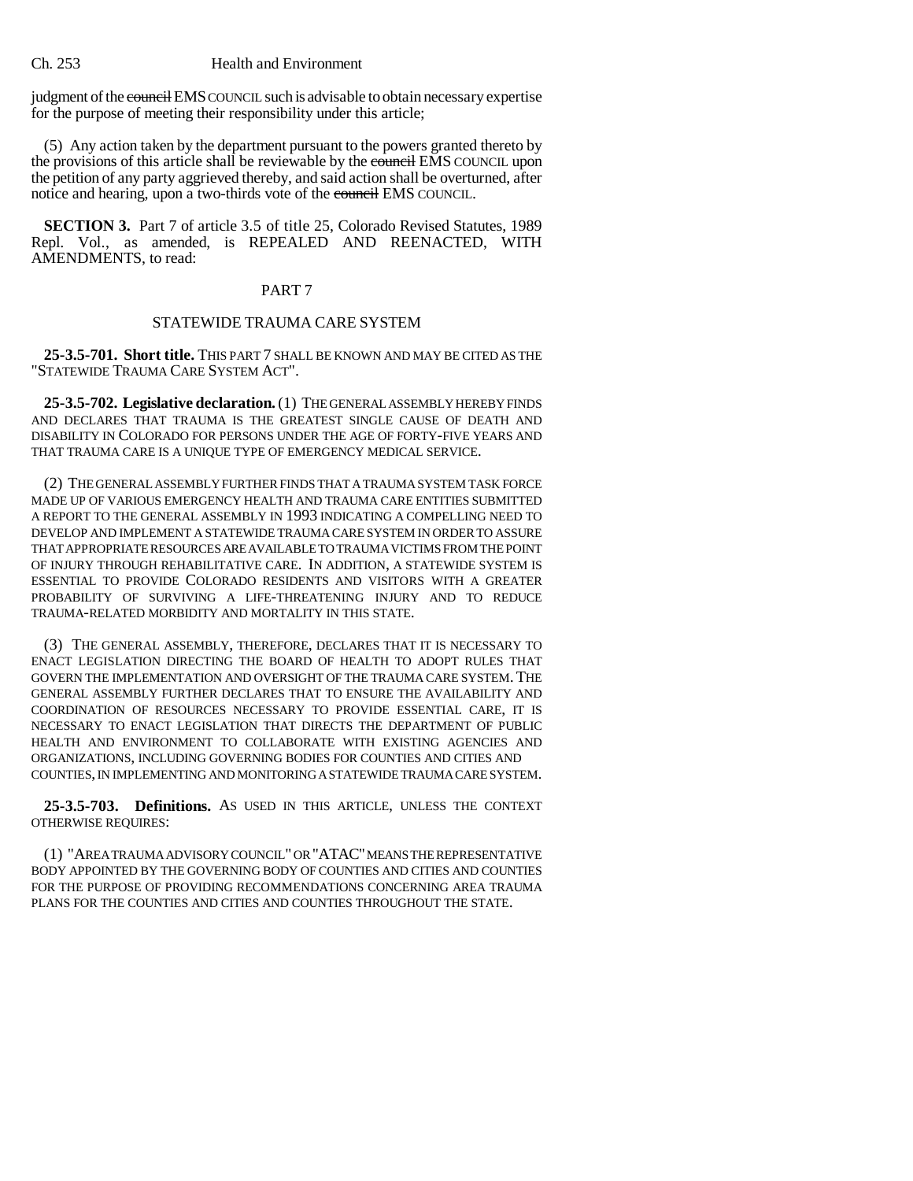judgment of the ~~council~~ EMS COUNCIL such is advisable to obtain necessary expertise for the purpose of meeting their responsibility under this article;

(5) Any action taken by the department pursuant to the powers granted thereto by the provisions of this article shall be reviewable by the ~~council~~ EMS COUNCIL upon the petition of any party aggrieved thereby, and said action shall be overturned, after notice and hearing, upon a two-thirds vote of the ~~council~~ EMS COUNCIL.

**SECTION 3.** Part 7 of article 3.5 of title 25, Colorado Revised Statutes, 1989 Repl. Vol., as amended, is REPEALED AND REENACTED, WITH AMENDMENTS, to read:

PART 7

STATEWIDE TRAUMA CARE SYSTEM

**25-3.5-701. Short title.** THIS PART 7 SHALL BE KNOWN AND MAY BE CITED AS THE "STATEWIDE TRAUMA CARE SYSTEM ACT".

**25-3.5-702. Legislative declaration.** (1) THE GENERAL ASSEMBLY HEREBY FINDS AND DECLARES THAT TRAUMA IS THE GREATEST SINGLE CAUSE OF DEATH AND DISABILITY IN COLORADO FOR PERSONS UNDER THE AGE OF FORTY-FIVE YEARS AND THAT TRAUMA CARE IS A UNIQUE TYPE OF EMERGENCY MEDICAL SERVICE.

(2) THE GENERAL ASSEMBLY FURTHER FINDS THAT A TRAUMA SYSTEM TASK FORCE MADE UP OF VARIOUS EMERGENCY HEALTH AND TRAUMA CARE ENTITIES SUBMITTED A REPORT TO THE GENERAL ASSEMBLY IN 1993 INDICATING A COMPELLING NEED TO DEVELOP AND IMPLEMENT A STATEWIDE TRAUMA CARE SYSTEM IN ORDER TO ASSURE THAT APPROPRIATE RESOURCES ARE AVAILABLE TO TRAUMA VICTIMS FROM THE POINT OF INJURY THROUGH REHABILITATIVE CARE. IN ADDITION, A STATEWIDE SYSTEM IS ESSENTIAL TO PROVIDE COLORADO RESIDENTS AND VISITORS WITH A GREATER PROBABILITY OF SURVIVING A LIFE-THREATENING INJURY AND TO REDUCE TRAUMA-RELATED MORBIDITY AND MORTALITY IN THIS STATE.

(3) THE GENERAL ASSEMBLY, THEREFORE, DECLARES THAT IT IS NECESSARY TO ENACT LEGISLATION DIRECTING THE BOARD OF HEALTH TO ADOPT RULES THAT GOVERN THE IMPLEMENTATION AND OVERSIGHT OF THE TRAUMA CARE SYSTEM. THE GENERAL ASSEMBLY FURTHER DECLARES THAT TO ENSURE THE AVAILABILITY AND COORDINATION OF RESOURCES NECESSARY TO PROVIDE ESSENTIAL CARE, IT IS NECESSARY TO ENACT LEGISLATION THAT DIRECTS THE DEPARTMENT OF PUBLIC HEALTH AND ENVIRONMENT TO COLLABORATE WITH EXISTING AGENCIES AND ORGANIZATIONS, INCLUDING GOVERNING BODIES FOR COUNTIES AND CITIES AND COUNTIES, IN IMPLEMENTING AND MONITORING A STATEWIDE TRAUMA CARE SYSTEM.

**25-3.5-703. Definitions.** AS USED IN THIS ARTICLE, UNLESS THE CONTEXT OTHERWISE REQUIRES:

(1) "AREA TRAUMA ADVISORY COUNCIL" OR "ATAC" MEANS THE REPRESENTATIVE BODY APPOINTED BY THE GOVERNING BODY OF COUNTIES AND CITIES AND COUNTIES FOR THE PURPOSE OF PROVIDING RECOMMENDATIONS CONCERNING AREA TRAUMA PLANS FOR THE COUNTIES AND CITIES AND COUNTIES THROUGHOUT THE STATE.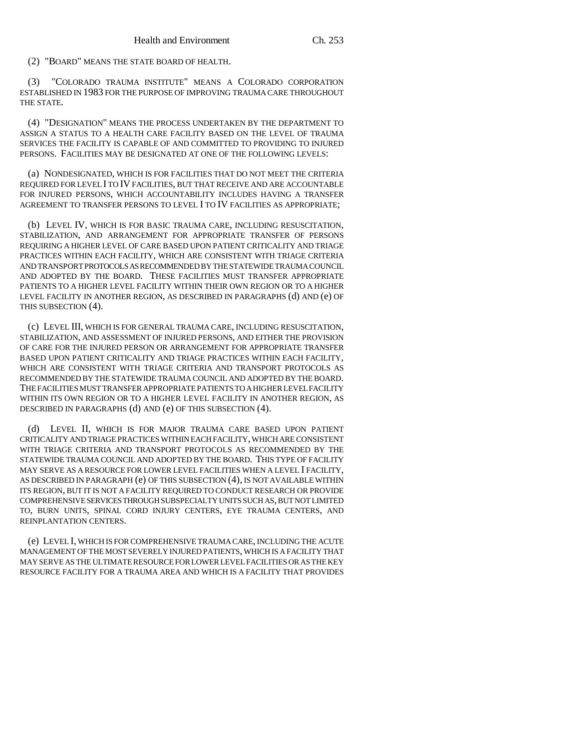(2) "BOARD" MEANS THE STATE BOARD OF HEALTH.

(3) "COLORADO TRAUMA INSTITUTE" MEANS A COLORADO CORPORATION ESTABLISHED IN 1983 FOR THE PURPOSE OF IMPROVING TRAUMA CARE THROUGHOUT THE STATE.

(4) "DESIGNATION" MEANS THE PROCESS UNDERTAKEN BY THE DEPARTMENT TO ASSIGN A STATUS TO A HEALTH CARE FACILITY BASED ON THE LEVEL OF TRAUMA SERVICES THE FACILITY IS CAPABLE OF AND COMMITTED TO PROVIDING TO INJURED PERSONS. FACILITIES MAY BE DESIGNATED AT ONE OF THE FOLLOWING LEVELS:

(a) NONDESIGNATED, WHICH IS FOR FACILITIES THAT DO NOT MEET THE CRITERIA REQUIRED FOR LEVEL I TO IV FACILITIES, BUT THAT RECEIVE AND ARE ACCOUNTABLE FOR INJURED PERSONS, WHICH ACCOUNTABILITY INCLUDES HAVING A TRANSFER AGREEMENT TO TRANSFER PERSONS TO LEVEL I TO IV FACILITIES AS APPROPRIATE;

(b) LEVEL IV, WHICH IS FOR BASIC TRAUMA CARE, INCLUDING RESUSCITATION, STABILIZATION, AND ARRANGEMENT FOR APPROPRIATE TRANSFER OF PERSONS REQUIRING A HIGHER LEVEL OF CARE BASED UPON PATIENT CRITICALITY AND TRIAGE PRACTICES WITHIN EACH FACILITY, WHICH ARE CONSISTENT WITH TRIAGE CRITERIA AND TRANSPORT PROTOCOLS AS RECOMMENDED BY THE STATEWIDE TRAUMA COUNCIL AND ADOPTED BY THE BOARD. THESE FACILITIES MUST TRANSFER APPROPRIATE PATIENTS TO A HIGHER LEVEL FACILITY WITHIN THEIR OWN REGION OR TO A HIGHER LEVEL FACILITY IN ANOTHER REGION, AS DESCRIBED IN PARAGRAPHS (d) AND (e) OF THIS SUBSECTION (4).

(c) LEVEL III, WHICH IS FOR GENERAL TRAUMA CARE, INCLUDING RESUSCITATION, STABILIZATION, AND ASSESSMENT OF INJURED PERSONS, AND EITHER THE PROVISION OF CARE FOR THE INJURED PERSON OR ARRANGEMENT FOR APPROPRIATE TRANSFER BASED UPON PATIENT CRITICALITY AND TRIAGE PRACTICES WITHIN EACH FACILITY, WHICH ARE CONSISTENT WITH TRIAGE CRITERIA AND TRANSPORT PROTOCOLS AS RECOMMENDED BY THE STATEWIDE TRAUMA COUNCIL AND ADOPTED BY THE BOARD. THE FACILITIES MUST TRANSFER APPROPRIATE PATIENTS TO A HIGHER LEVEL FACILITY WITHIN ITS OWN REGION OR TO A HIGHER LEVEL FACILITY IN ANOTHER REGION, AS DESCRIBED IN PARAGRAPHS (d) AND (e) OF THIS SUBSECTION (4).

(d) LEVEL II, WHICH IS FOR MAJOR TRAUMA CARE BASED UPON PATIENT CRITICALITY AND TRIAGE PRACTICES WITHIN EACH FACILITY, WHICH ARE CONSISTENT WITH TRIAGE CRITERIA AND TRANSPORT PROTOCOLS AS RECOMMENDED BY THE STATEWIDE TRAUMA COUNCIL AND ADOPTED BY THE BOARD. THIS TYPE OF FACILITY MAY SERVE AS A RESOURCE FOR LOWER LEVEL FACILITIES WHEN A LEVEL I FACILITY, AS DESCRIBED IN PARAGRAPH (e) OF THIS SUBSECTION (4), IS NOT AVAILABLE WITHIN ITS REGION, BUT IT IS NOT A FACILITY REQUIRED TO CONDUCT RESEARCH OR PROVIDE COMPREHENSIVE SERVICES THROUGH SUBSPECIALTY UNITS SUCH AS, BUT NOT LIMITED TO, BURN UNITS, SPINAL CORD INJURY CENTERS, EYE TRAUMA CENTERS, AND REINPLANTATION CENTERS.

(e) LEVEL I, WHICH IS FOR COMPREHENSIVE TRAUMA CARE, INCLUDING THE ACUTE MANAGEMENT OF THE MOST SEVERELY INJURED PATIENTS, WHICH IS A FACILITY THAT MAY SERVE AS THE ULTIMATE RESOURCE FOR LOWER LEVEL FACILITIES OR AS THE KEY RESOURCE FACILITY FOR A TRAUMA AREA AND WHICH IS A FACILITY THAT PROVIDES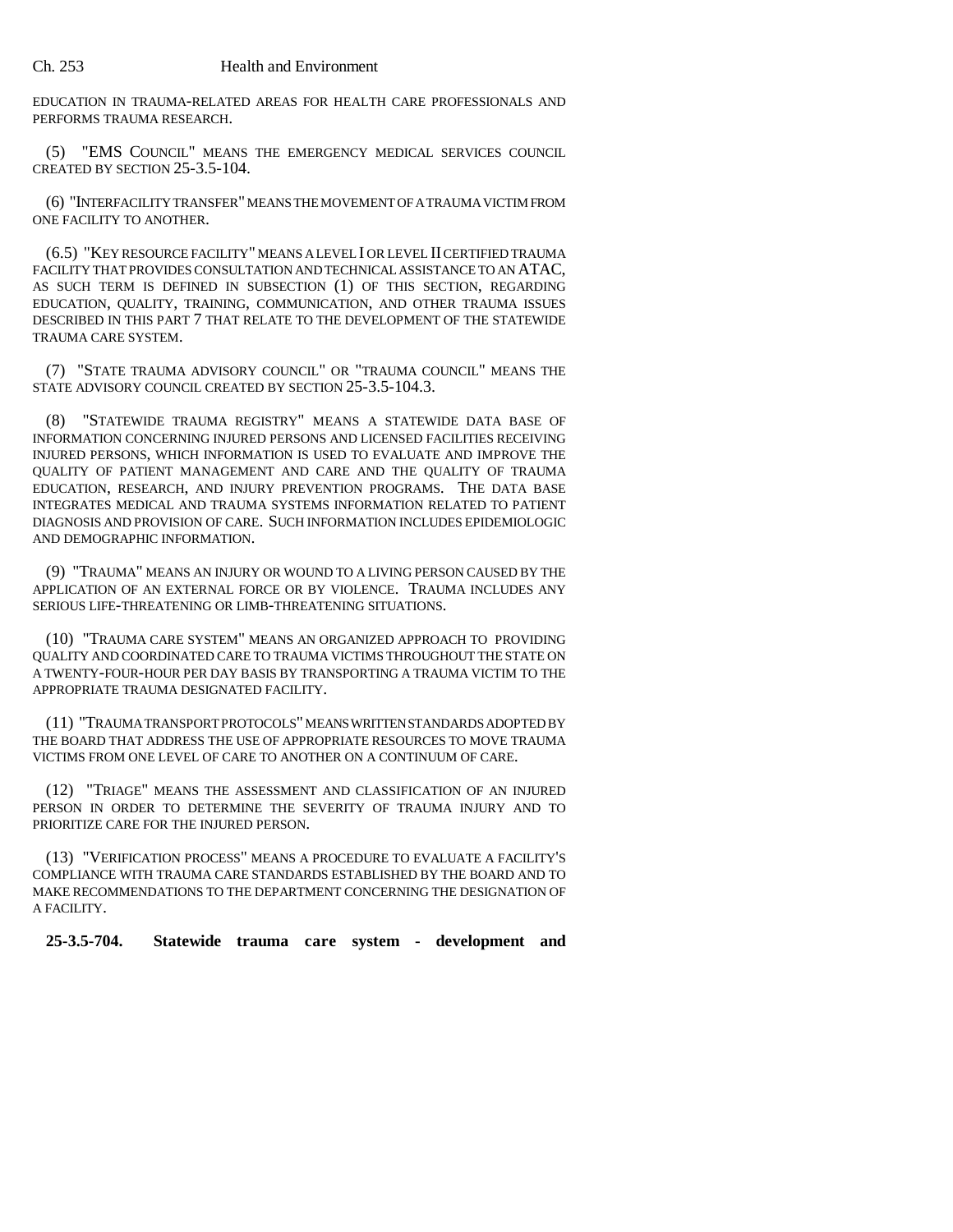EDUCATION IN TRAUMA-RELATED AREAS FOR HEALTH CARE PROFESSIONALS AND PERFORMS TRAUMA RESEARCH.

(5) "EMS COUNCIL" MEANS THE EMERGENCY MEDICAL SERVICES COUNCIL CREATED BY SECTION 25-3.5-104.

(6) "INTERFACILITY TRANSFER" MEANS THE MOVEMENT OF A TRAUMA VICTIM FROM ONE FACILITY TO ANOTHER.

(6.5) "KEY RESOURCE FACILITY" MEANS A LEVEL I OR LEVEL II CERTIFIED TRAUMA FACILITY THAT PROVIDES CONSULTATION AND TECHNICAL ASSISTANCE TO AN ATAC, AS SUCH TERM IS DEFINED IN SUBSECTION (1) OF THIS SECTION, REGARDING EDUCATION, QUALITY, TRAINING, COMMUNICATION, AND OTHER TRAUMA ISSUES DESCRIBED IN THIS PART 7 THAT RELATE TO THE DEVELOPMENT OF THE STATEWIDE TRAUMA CARE SYSTEM.

(7) "STATE TRAUMA ADVISORY COUNCIL" OR "TRAUMA COUNCIL" MEANS THE STATE ADVISORY COUNCIL CREATED BY SECTION 25-3.5-104.3.

(8) "STATEWIDE TRAUMA REGISTRY" MEANS A STATEWIDE DATA BASE OF INFORMATION CONCERNING INJURED PERSONS AND LICENSED FACILITIES RECEIVING INJURED PERSONS, WHICH INFORMATION IS USED TO EVALUATE AND IMPROVE THE QUALITY OF PATIENT MANAGEMENT AND CARE AND THE QUALITY OF TRAUMA EDUCATION, RESEARCH, AND INJURY PREVENTION PROGRAMS. THE DATA BASE INTEGRATES MEDICAL AND TRAUMA SYSTEMS INFORMATION RELATED TO PATIENT DIAGNOSIS AND PROVISION OF CARE. SUCH INFORMATION INCLUDES EPIDEMIOLOGIC AND DEMOGRAPHIC INFORMATION.

(9) "TRAUMA" MEANS AN INJURY OR WOUND TO A LIVING PERSON CAUSED BY THE APPLICATION OF AN EXTERNAL FORCE OR BY VIOLENCE. TRAUMA INCLUDES ANY SERIOUS LIFE-THREATENING OR LIMB-THREATENING SITUATIONS.

(10) "TRAUMA CARE SYSTEM" MEANS AN ORGANIZED APPROACH TO PROVIDING QUALITY AND COORDINATED CARE TO TRAUMA VICTIMS THROUGHOUT THE STATE ON A TWENTY-FOUR-HOUR PER DAY BASIS BY TRANSPORTING A TRAUMA VICTIM TO THE APPROPRIATE TRAUMA DESIGNATED FACILITY.

(11) "TRAUMA TRANSPORT PROTOCOLS" MEANS WRITTEN STANDARDS ADOPTED BY THE BOARD THAT ADDRESS THE USE OF APPROPRIATE RESOURCES TO MOVE TRAUMA VICTIMS FROM ONE LEVEL OF CARE TO ANOTHER ON A CONTINUUM OF CARE.

(12) "TRIAGE" MEANS THE ASSESSMENT AND CLASSIFICATION OF AN INJURED PERSON IN ORDER TO DETERMINE THE SEVERITY OF TRAUMA INJURY AND TO PRIORITIZE CARE FOR THE INJURED PERSON.

(13) "VERIFICATION PROCESS" MEANS A PROCEDURE TO EVALUATE A FACILITY'S COMPLIANCE WITH TRAUMA CARE STANDARDS ESTABLISHED BY THE BOARD AND TO MAKE RECOMMENDATIONS TO THE DEPARTMENT CONCERNING THE DESIGNATION OF A FACILITY.

**25-3.5-704. Statewide trauma care system - development and**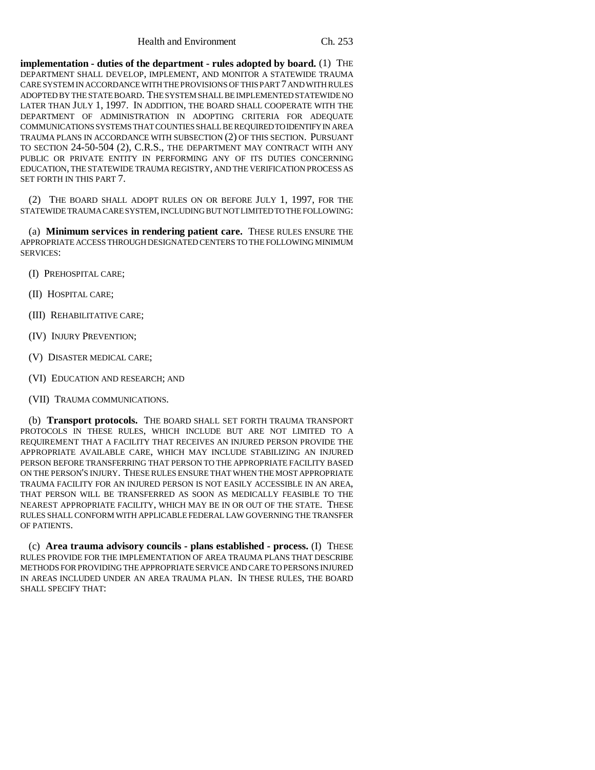**implementation - duties of the department - rules adopted by board.** (1) THE DEPARTMENT SHALL DEVELOP, IMPLEMENT, AND MONITOR A STATEWIDE TRAUMA CARE SYSTEM IN ACCORDANCE WITH THE PROVISIONS OF THIS PART 7 AND WITH RULES ADOPTED BY THE STATE BOARD. THE SYSTEM SHALL BE IMPLEMENTED STATEWIDE NO LATER THAN JULY 1, 1997. IN ADDITION, THE BOARD SHALL COOPERATE WITH THE DEPARTMENT OF ADMINISTRATION IN ADOPTING CRITERIA FOR ADEQUATE COMMUNICATIONS SYSTEMS THAT COUNTIES SHALL BE REQUIRED TO IDENTIFY IN AREA TRAUMA PLANS IN ACCORDANCE WITH SUBSECTION (2) OF THIS SECTION. PURSUANT TO SECTION 24-50-504 (2), C.R.S., THE DEPARTMENT MAY CONTRACT WITH ANY PUBLIC OR PRIVATE ENTITY IN PERFORMING ANY OF ITS DUTIES CONCERNING EDUCATION, THE STATEWIDE TRAUMA REGISTRY, AND THE VERIFICATION PROCESS AS SET FORTH IN THIS PART 7.

(2) THE BOARD SHALL ADOPT RULES ON OR BEFORE JULY 1, 1997, FOR THE STATEWIDE TRAUMA CARE SYSTEM, INCLUDING BUT NOT LIMITED TO THE FOLLOWING:

(a) **Minimum services in rendering patient care.** THESE RULES ENSURE THE APPROPRIATE ACCESS THROUGH DESIGNATED CENTERS TO THE FOLLOWING MINIMUM SERVICES:

(I) PREHOSPITAL CARE;

(II) HOSPITAL CARE;

(III) REHABILITATIVE CARE;

(IV) INJURY PREVENTION;

(V) DISASTER MEDICAL CARE;

(VI) EDUCATION AND RESEARCH; AND

(VII) TRAUMA COMMUNICATIONS.

(b) **Transport protocols.** THE BOARD SHALL SET FORTH TRAUMA TRANSPORT PROTOCOLS IN THESE RULES, WHICH INCLUDE BUT ARE NOT LIMITED TO A REQUIREMENT THAT A FACILITY THAT RECEIVES AN INJURED PERSON PROVIDE THE APPROPRIATE AVAILABLE CARE, WHICH MAY INCLUDE STABILIZING AN INJURED PERSON BEFORE TRANSFERRING THAT PERSON TO THE APPROPRIATE FACILITY BASED ON THE PERSON'S INJURY. THESE RULES ENSURE THAT WHEN THE MOST APPROPRIATE TRAUMA FACILITY FOR AN INJURED PERSON IS NOT EASILY ACCESSIBLE IN AN AREA, THAT PERSON WILL BE TRANSFERRED AS SOON AS MEDICALLY FEASIBLE TO THE NEAREST APPROPRIATE FACILITY, WHICH MAY BE IN OR OUT OF THE STATE. THESE RULES SHALL CONFORM WITH APPLICABLE FEDERAL LAW GOVERNING THE TRANSFER OF PATIENTS.

(c) **Area trauma advisory councils - plans established - process.** (I) THESE RULES PROVIDE FOR THE IMPLEMENTATION OF AREA TRAUMA PLANS THAT DESCRIBE METHODS FOR PROVIDING THE APPROPRIATE SERVICE AND CARE TO PERSONS INJURED IN AREAS INCLUDED UNDER AN AREA TRAUMA PLAN. IN THESE RULES, THE BOARD SHALL SPECIFY THAT: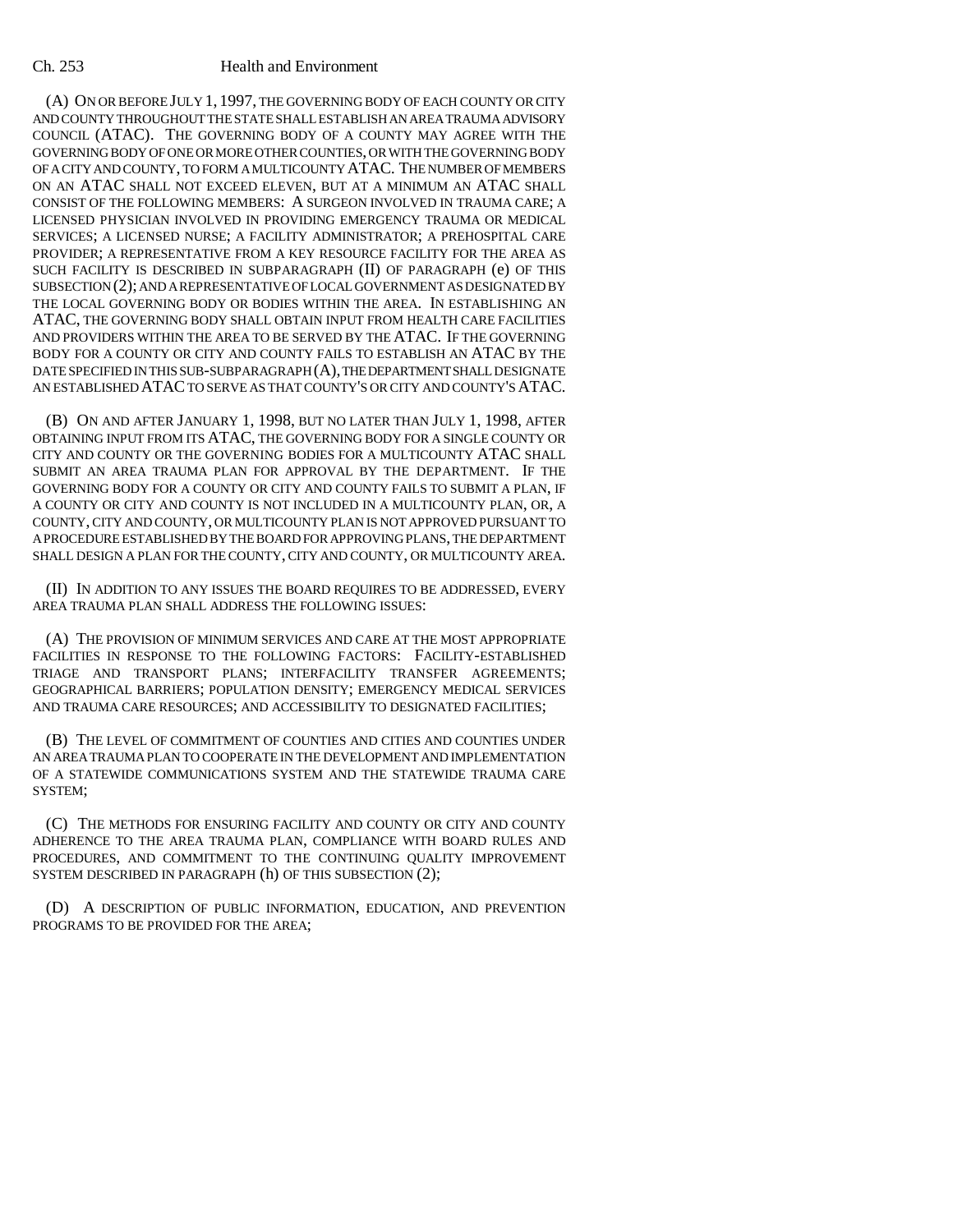(A) ON OR BEFORE JULY 1, 1997, THE GOVERNING BODY OF EACH COUNTY OR CITY AND COUNTY THROUGHOUT THE STATE SHALL ESTABLISH AN AREA TRAUMA ADVISORY COUNCIL (ATAC). THE GOVERNING BODY OF A COUNTY MAY AGREE WITH THE GOVERNING BODY OF ONE OR MORE OTHER COUNTIES, OR WITH THE GOVERNING BODY OF A CITY AND COUNTY, TO FORM A MULTICOUNTY ATAC. THE NUMBER OF MEMBERS ON AN ATAC SHALL NOT EXCEED ELEVEN, BUT AT A MINIMUM AN ATAC SHALL CONSIST OF THE FOLLOWING MEMBERS: A SURGEON INVOLVED IN TRAUMA CARE; A LICENSED PHYSICIAN INVOLVED IN PROVIDING EMERGENCY TRAUMA OR MEDICAL SERVICES; A LICENSED NURSE; A FACILITY ADMINISTRATOR; A PREHOSPITAL CARE PROVIDER; A REPRESENTATIVE FROM A KEY RESOURCE FACILITY FOR THE AREA AS SUCH FACILITY IS DESCRIBED IN SUBPARAGRAPH (II) OF PARAGRAPH (e) OF THIS SUBSECTION (2); AND A REPRESENTATIVE OF LOCAL GOVERNMENT AS DESIGNATED BY THE LOCAL GOVERNING BODY OR BODIES WITHIN THE AREA. IN ESTABLISHING AN ATAC, THE GOVERNING BODY SHALL OBTAIN INPUT FROM HEALTH CARE FACILITIES AND PROVIDERS WITHIN THE AREA TO BE SERVED BY THE ATAC. IF THE GOVERNING BODY FOR A COUNTY OR CITY AND COUNTY FAILS TO ESTABLISH AN ATAC BY THE DATE SPECIFIED IN THIS SUB-SUBPARAGRAPH (A), THE DEPARTMENT SHALL DESIGNATE AN ESTABLISHED ATAC TO SERVE AS THAT COUNTY'S OR CITY AND COUNTY'S ATAC.

(B) ON AND AFTER JANUARY 1, 1998, BUT NO LATER THAN JULY 1, 1998, AFTER OBTAINING INPUT FROM ITS ATAC, THE GOVERNING BODY FOR A SINGLE COUNTY OR CITY AND COUNTY OR THE GOVERNING BODIES FOR A MULTICOUNTY ATAC SHALL SUBMIT AN AREA TRAUMA PLAN FOR APPROVAL BY THE DEPARTMENT. IF THE GOVERNING BODY FOR A COUNTY OR CITY AND COUNTY FAILS TO SUBMIT A PLAN, IF A COUNTY OR CITY AND COUNTY IS NOT INCLUDED IN A MULTICOUNTY PLAN, OR, A COUNTY, CITY AND COUNTY, OR MULTICOUNTY PLAN IS NOT APPROVED PURSUANT TO A PROCEDURE ESTABLISHED BY THE BOARD FOR APPROVING PLANS, THE DEPARTMENT SHALL DESIGN A PLAN FOR THE COUNTY, CITY AND COUNTY, OR MULTICOUNTY AREA.

(II) IN ADDITION TO ANY ISSUES THE BOARD REQUIRES TO BE ADDRESSED, EVERY AREA TRAUMA PLAN SHALL ADDRESS THE FOLLOWING ISSUES:

(A) THE PROVISION OF MINIMUM SERVICES AND CARE AT THE MOST APPROPRIATE FACILITIES IN RESPONSE TO THE FOLLOWING FACTORS: FACILITY-ESTABLISHED TRIAGE AND TRANSPORT PLANS; INTERFACILITY TRANSFER AGREEMENTS; GEOGRAPHICAL BARRIERS; POPULATION DENSITY; EMERGENCY MEDICAL SERVICES AND TRAUMA CARE RESOURCES; AND ACCESSIBILITY TO DESIGNATED FACILITIES;

(B) THE LEVEL OF COMMITMENT OF COUNTIES AND CITIES AND COUNTIES UNDER AN AREA TRAUMA PLAN TO COOPERATE IN THE DEVELOPMENT AND IMPLEMENTATION OF A STATEWIDE COMMUNICATIONS SYSTEM AND THE STATEWIDE TRAUMA CARE SYSTEM;

(C) THE METHODS FOR ENSURING FACILITY AND COUNTY OR CITY AND COUNTY ADHERENCE TO THE AREA TRAUMA PLAN, COMPLIANCE WITH BOARD RULES AND PROCEDURES, AND COMMITMENT TO THE CONTINUING QUALITY IMPROVEMENT SYSTEM DESCRIBED IN PARAGRAPH (h) OF THIS SUBSECTION (2);

(D) A DESCRIPTION OF PUBLIC INFORMATION, EDUCATION, AND PREVENTION PROGRAMS TO BE PROVIDED FOR THE AREA;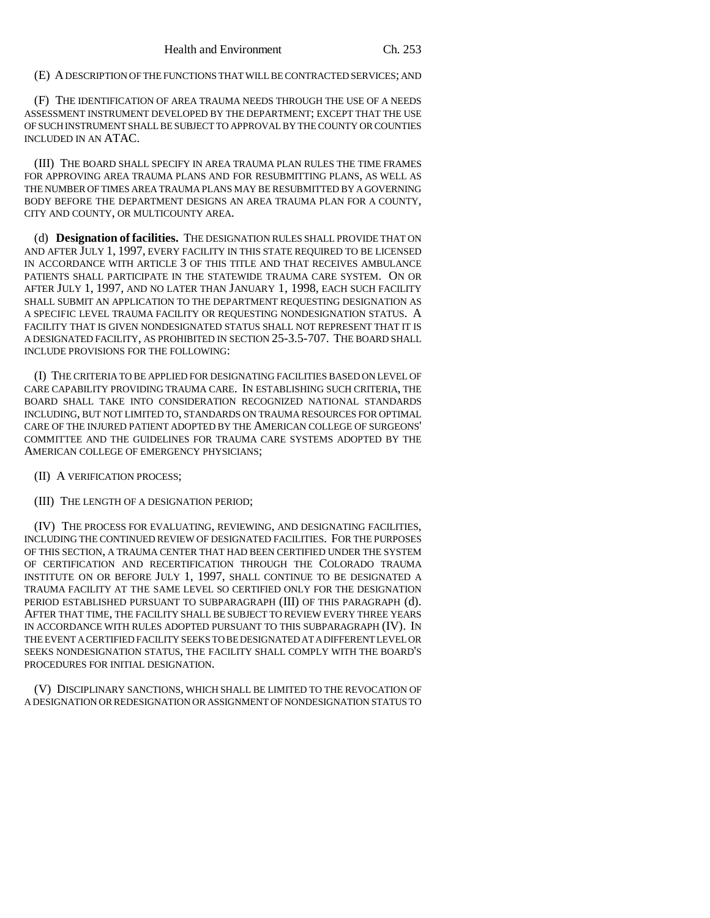(E) A DESCRIPTION OF THE FUNCTIONS THAT WILL BE CONTRACTED SERVICES; AND

(F) THE IDENTIFICATION OF AREA TRAUMA NEEDS THROUGH THE USE OF A NEEDS ASSESSMENT INSTRUMENT DEVELOPED BY THE DEPARTMENT; EXCEPT THAT THE USE OF SUCH INSTRUMENT SHALL BE SUBJECT TO APPROVAL BY THE COUNTY OR COUNTIES INCLUDED IN AN ATAC.

(III) THE BOARD SHALL SPECIFY IN AREA TRAUMA PLAN RULES THE TIME FRAMES FOR APPROVING AREA TRAUMA PLANS AND FOR RESUBMITTING PLANS, AS WELL AS THE NUMBER OF TIMES AREA TRAUMA PLANS MAY BE RESUBMITTED BY A GOVERNING BODY BEFORE THE DEPARTMENT DESIGNS AN AREA TRAUMA PLAN FOR A COUNTY, CITY AND COUNTY, OR MULTICOUNTY AREA.

(d) **Designation of facilities.** THE DESIGNATION RULES SHALL PROVIDE THAT ON AND AFTER JULY 1, 1997, EVERY FACILITY IN THIS STATE REQUIRED TO BE LICENSED IN ACCORDANCE WITH ARTICLE 3 OF THIS TITLE AND THAT RECEIVES AMBULANCE PATIENTS SHALL PARTICIPATE IN THE STATEWIDE TRAUMA CARE SYSTEM. ON OR AFTER JULY 1, 1997, AND NO LATER THAN JANUARY 1, 1998, EACH SUCH FACILITY SHALL SUBMIT AN APPLICATION TO THE DEPARTMENT REQUESTING DESIGNATION AS A SPECIFIC LEVEL TRAUMA FACILITY OR REQUESTING NONDESIGNATION STATUS. A FACILITY THAT IS GIVEN NONDESIGNATED STATUS SHALL NOT REPRESENT THAT IT IS A DESIGNATED FACILITY, AS PROHIBITED IN SECTION 25-3.5-707. THE BOARD SHALL INCLUDE PROVISIONS FOR THE FOLLOWING:

(I) THE CRITERIA TO BE APPLIED FOR DESIGNATING FACILITIES BASED ON LEVEL OF CARE CAPABILITY PROVIDING TRAUMA CARE. IN ESTABLISHING SUCH CRITERIA, THE BOARD SHALL TAKE INTO CONSIDERATION RECOGNIZED NATIONAL STANDARDS INCLUDING, BUT NOT LIMITED TO, STANDARDS ON TRAUMA RESOURCES FOR OPTIMAL CARE OF THE INJURED PATIENT ADOPTED BY THE AMERICAN COLLEGE OF SURGEONS' COMMITTEE AND THE GUIDELINES FOR TRAUMA CARE SYSTEMS ADOPTED BY THE AMERICAN COLLEGE OF EMERGENCY PHYSICIANS;

(II) A VERIFICATION PROCESS;

(III) THE LENGTH OF A DESIGNATION PERIOD;

(IV) THE PROCESS FOR EVALUATING, REVIEWING, AND DESIGNATING FACILITIES, INCLUDING THE CONTINUED REVIEW OF DESIGNATED FACILITIES. FOR THE PURPOSES OF THIS SECTION, A TRAUMA CENTER THAT HAD BEEN CERTIFIED UNDER THE SYSTEM OF CERTIFICATION AND RECERTIFICATION THROUGH THE COLORADO TRAUMA INSTITUTE ON OR BEFORE JULY 1, 1997, SHALL CONTINUE TO BE DESIGNATED A TRAUMA FACILITY AT THE SAME LEVEL SO CERTIFIED ONLY FOR THE DESIGNATION PERIOD ESTABLISHED PURSUANT TO SUBPARAGRAPH (III) OF THIS PARAGRAPH (d). AFTER THAT TIME, THE FACILITY SHALL BE SUBJECT TO REVIEW EVERY THREE YEARS IN ACCORDANCE WITH RULES ADOPTED PURSUANT TO THIS SUBPARAGRAPH (IV). IN THE EVENT A CERTIFIED FACILITY SEEKS TO BE DESIGNATED AT A DIFFERENT LEVEL OR SEEKS NONDESIGNATION STATUS, THE FACILITY SHALL COMPLY WITH THE BOARD'S PROCEDURES FOR INITIAL DESIGNATION.

(V) DISCIPLINARY SANCTIONS, WHICH SHALL BE LIMITED TO THE REVOCATION OF A DESIGNATION OR REDESIGNATION OR ASSIGNMENT OF NONDESIGNATION STATUS TO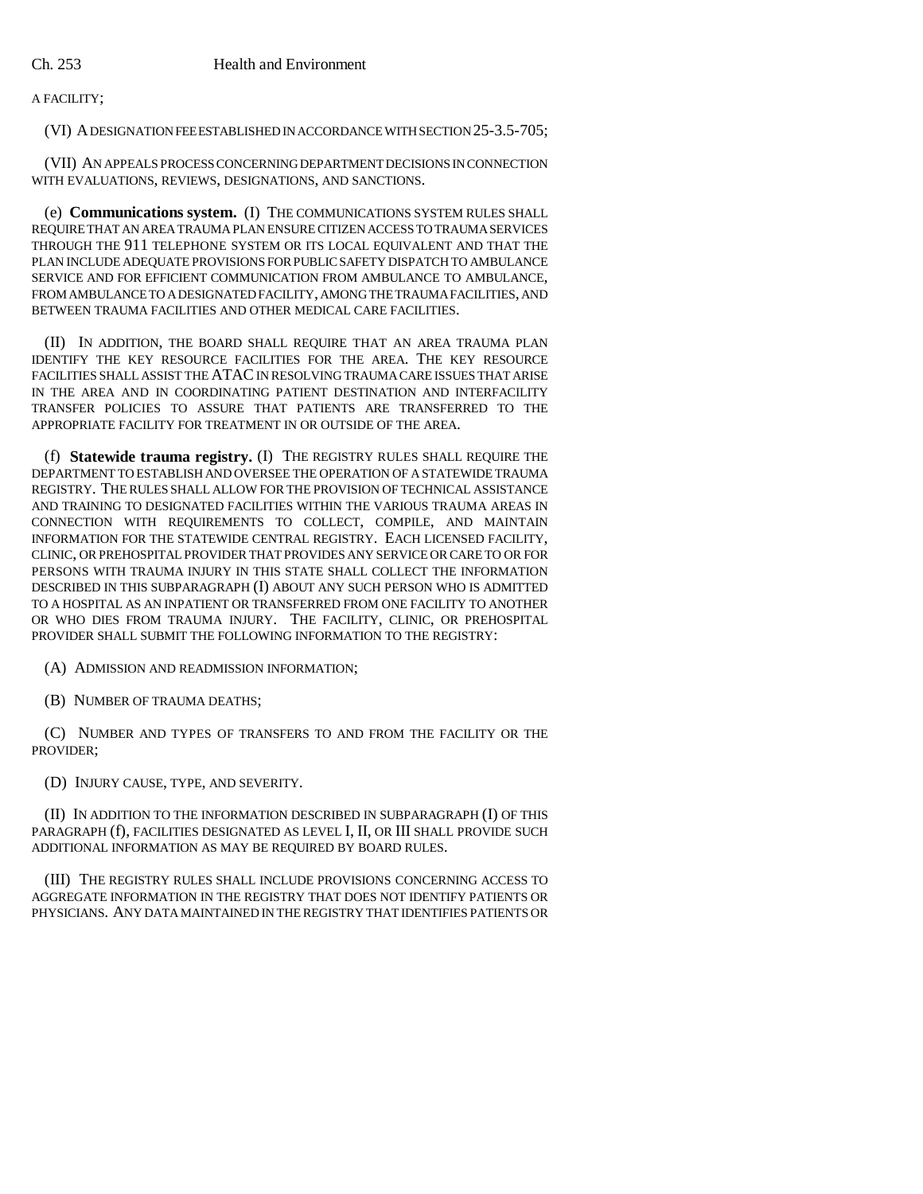A FACILITY;

(VI) A DESIGNATION FEE ESTABLISHED IN ACCORDANCE WITH SECTION 25-3.5-705;

(VII) AN APPEALS PROCESS CONCERNING DEPARTMENT DECISIONS IN CONNECTION WITH EVALUATIONS, REVIEWS, DESIGNATIONS, AND SANCTIONS.

(e) **Communications system.** (I) THE COMMUNICATIONS SYSTEM RULES SHALL REQUIRE THAT AN AREA TRAUMA PLAN ENSURE CITIZEN ACCESS TO TRAUMA SERVICES THROUGH THE 911 TELEPHONE SYSTEM OR ITS LOCAL EQUIVALENT AND THAT THE PLAN INCLUDE ADEQUATE PROVISIONS FOR PUBLIC SAFETY DISPATCH TO AMBULANCE SERVICE AND FOR EFFICIENT COMMUNICATION FROM AMBULANCE TO AMBULANCE, FROM AMBULANCE TO A DESIGNATED FACILITY, AMONG THE TRAUMA FACILITIES, AND BETWEEN TRAUMA FACILITIES AND OTHER MEDICAL CARE FACILITIES.

(II) IN ADDITION, THE BOARD SHALL REQUIRE THAT AN AREA TRAUMA PLAN IDENTIFY THE KEY RESOURCE FACILITIES FOR THE AREA. THE KEY RESOURCE FACILITIES SHALL ASSIST THE ATAC IN RESOLVING TRAUMA CARE ISSUES THAT ARISE IN THE AREA AND IN COORDINATING PATIENT DESTINATION AND INTERFACILITY TRANSFER POLICIES TO ASSURE THAT PATIENTS ARE TRANSFERRED TO THE APPROPRIATE FACILITY FOR TREATMENT IN OR OUTSIDE OF THE AREA.

(f) **Statewide trauma registry.** (I) THE REGISTRY RULES SHALL REQUIRE THE DEPARTMENT TO ESTABLISH AND OVERSEE THE OPERATION OF A STATEWIDE TRAUMA REGISTRY. THE RULES SHALL ALLOW FOR THE PROVISION OF TECHNICAL ASSISTANCE AND TRAINING TO DESIGNATED FACILITIES WITHIN THE VARIOUS TRAUMA AREAS IN CONNECTION WITH REQUIREMENTS TO COLLECT, COMPILE, AND MAINTAIN INFORMATION FOR THE STATEWIDE CENTRAL REGISTRY. EACH LICENSED FACILITY, CLINIC, OR PREHOSPITAL PROVIDER THAT PROVIDES ANY SERVICE OR CARE TO OR FOR PERSONS WITH TRAUMA INJURY IN THIS STATE SHALL COLLECT THE INFORMATION DESCRIBED IN THIS SUBPARAGRAPH (I) ABOUT ANY SUCH PERSON WHO IS ADMITTED TO A HOSPITAL AS AN INPATIENT OR TRANSFERRED FROM ONE FACILITY TO ANOTHER OR WHO DIES FROM TRAUMA INJURY. THE FACILITY, CLINIC, OR PREHOSPITAL PROVIDER SHALL SUBMIT THE FOLLOWING INFORMATION TO THE REGISTRY:

(A) ADMISSION AND READMISSION INFORMATION;

(B) NUMBER OF TRAUMA DEATHS;

(C) NUMBER AND TYPES OF TRANSFERS TO AND FROM THE FACILITY OR THE PROVIDER;

(D) INJURY CAUSE, TYPE, AND SEVERITY.

(II) IN ADDITION TO THE INFORMATION DESCRIBED IN SUBPARAGRAPH (I) OF THIS PARAGRAPH (f), FACILITIES DESIGNATED AS LEVEL I, II, OR III SHALL PROVIDE SUCH ADDITIONAL INFORMATION AS MAY BE REQUIRED BY BOARD RULES.

(III) THE REGISTRY RULES SHALL INCLUDE PROVISIONS CONCERNING ACCESS TO AGGREGATE INFORMATION IN THE REGISTRY THAT DOES NOT IDENTIFY PATIENTS OR PHYSICIANS. ANY DATA MAINTAINED IN THE REGISTRY THAT IDENTIFIES PATIENTS OR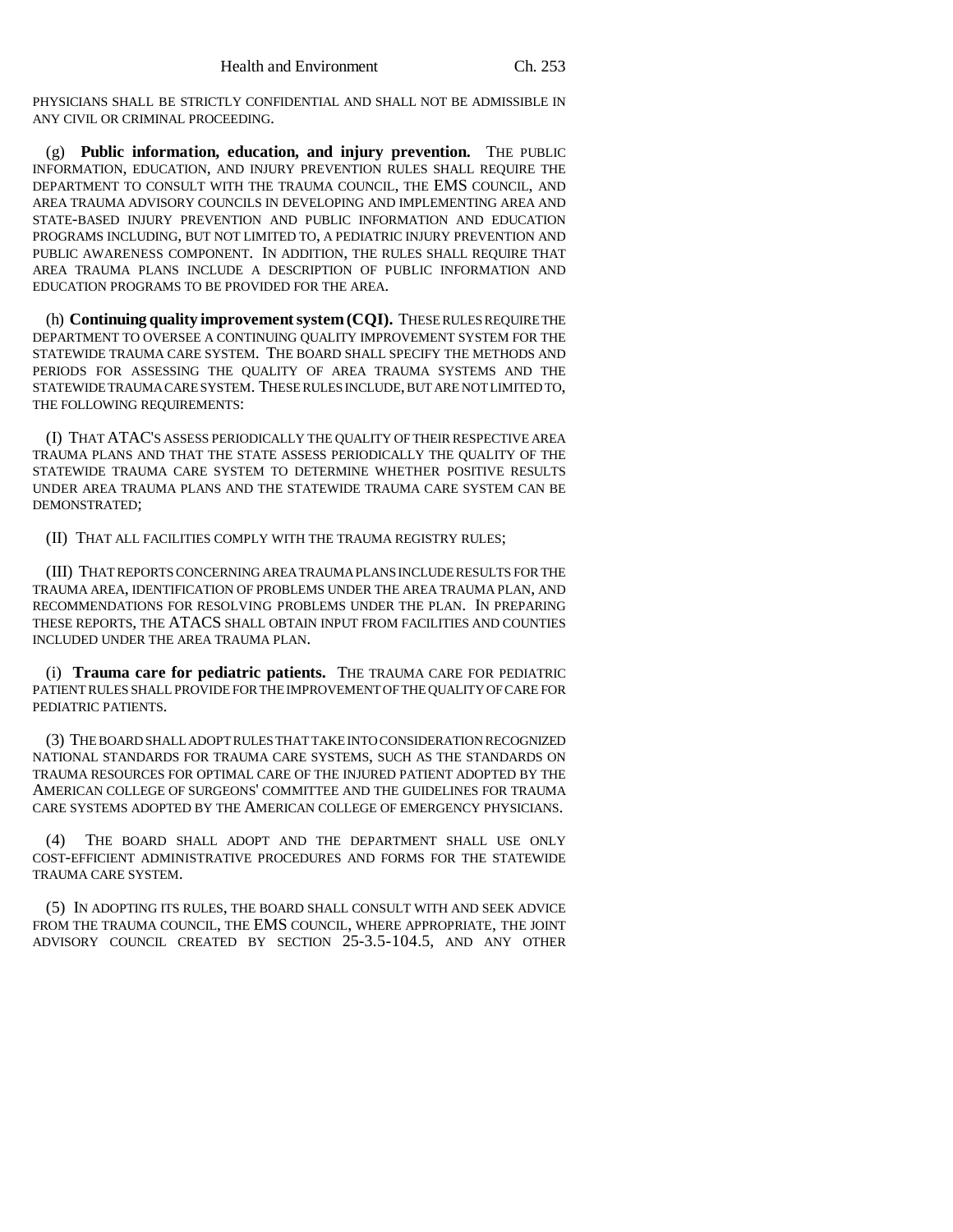PHYSICIANS SHALL BE STRICTLY CONFIDENTIAL AND SHALL NOT BE ADMISSIBLE IN ANY CIVIL OR CRIMINAL PROCEEDING.

(g) **Public information, education, and injury prevention.** THE PUBLIC INFORMATION, EDUCATION, AND INJURY PREVENTION RULES SHALL REQUIRE THE DEPARTMENT TO CONSULT WITH THE TRAUMA COUNCIL, THE EMS COUNCIL, AND AREA TRAUMA ADVISORY COUNCILS IN DEVELOPING AND IMPLEMENTING AREA AND STATE-BASED INJURY PREVENTION AND PUBLIC INFORMATION AND EDUCATION PROGRAMS INCLUDING, BUT NOT LIMITED TO, A PEDIATRIC INJURY PREVENTION AND PUBLIC AWARENESS COMPONENT. IN ADDITION, THE RULES SHALL REQUIRE THAT AREA TRAUMA PLANS INCLUDE A DESCRIPTION OF PUBLIC INFORMATION AND EDUCATION PROGRAMS TO BE PROVIDED FOR THE AREA.

(h) **Continuing quality improvement system (CQI).** THESE RULES REQUIRE THE DEPARTMENT TO OVERSEE A CONTINUING QUALITY IMPROVEMENT SYSTEM FOR THE STATEWIDE TRAUMA CARE SYSTEM. THE BOARD SHALL SPECIFY THE METHODS AND PERIODS FOR ASSESSING THE QUALITY OF AREA TRAUMA SYSTEMS AND THE STATEWIDE TRAUMA CARE SYSTEM. THESE RULES INCLUDE, BUT ARE NOT LIMITED TO, THE FOLLOWING REQUIREMENTS:

(I) THAT ATAC'S ASSESS PERIODICALLY THE QUALITY OF THEIR RESPECTIVE AREA TRAUMA PLANS AND THAT THE STATE ASSESS PERIODICALLY THE QUALITY OF THE STATEWIDE TRAUMA CARE SYSTEM TO DETERMINE WHETHER POSITIVE RESULTS UNDER AREA TRAUMA PLANS AND THE STATEWIDE TRAUMA CARE SYSTEM CAN BE DEMONSTRATED;

(II) THAT ALL FACILITIES COMPLY WITH THE TRAUMA REGISTRY RULES;

(III) THAT REPORTS CONCERNING AREA TRAUMA PLANS INCLUDE RESULTS FOR THE TRAUMA AREA, IDENTIFICATION OF PROBLEMS UNDER THE AREA TRAUMA PLAN, AND RECOMMENDATIONS FOR RESOLVING PROBLEMS UNDER THE PLAN. IN PREPARING THESE REPORTS, THE ATACS SHALL OBTAIN INPUT FROM FACILITIES AND COUNTIES INCLUDED UNDER THE AREA TRAUMA PLAN.

(i) **Trauma care for pediatric patients.** THE TRAUMA CARE FOR PEDIATRIC PATIENT RULES SHALL PROVIDE FOR THE IMPROVEMENT OF THE QUALITY OF CARE FOR PEDIATRIC PATIENTS.

(3) THE BOARD SHALL ADOPT RULES THAT TAKE INTO CONSIDERATION RECOGNIZED NATIONAL STANDARDS FOR TRAUMA CARE SYSTEMS, SUCH AS THE STANDARDS ON TRAUMA RESOURCES FOR OPTIMAL CARE OF THE INJURED PATIENT ADOPTED BY THE AMERICAN COLLEGE OF SURGEONS' COMMITTEE AND THE GUIDELINES FOR TRAUMA CARE SYSTEMS ADOPTED BY THE AMERICAN COLLEGE OF EMERGENCY PHYSICIANS.

(4) THE BOARD SHALL ADOPT AND THE DEPARTMENT SHALL USE ONLY COST-EFFICIENT ADMINISTRATIVE PROCEDURES AND FORMS FOR THE STATEWIDE TRAUMA CARE SYSTEM.

(5) IN ADOPTING ITS RULES, THE BOARD SHALL CONSULT WITH AND SEEK ADVICE FROM THE TRAUMA COUNCIL, THE EMS COUNCIL, WHERE APPROPRIATE, THE JOINT ADVISORY COUNCIL CREATED BY SECTION 25-3.5-104.5, AND ANY OTHER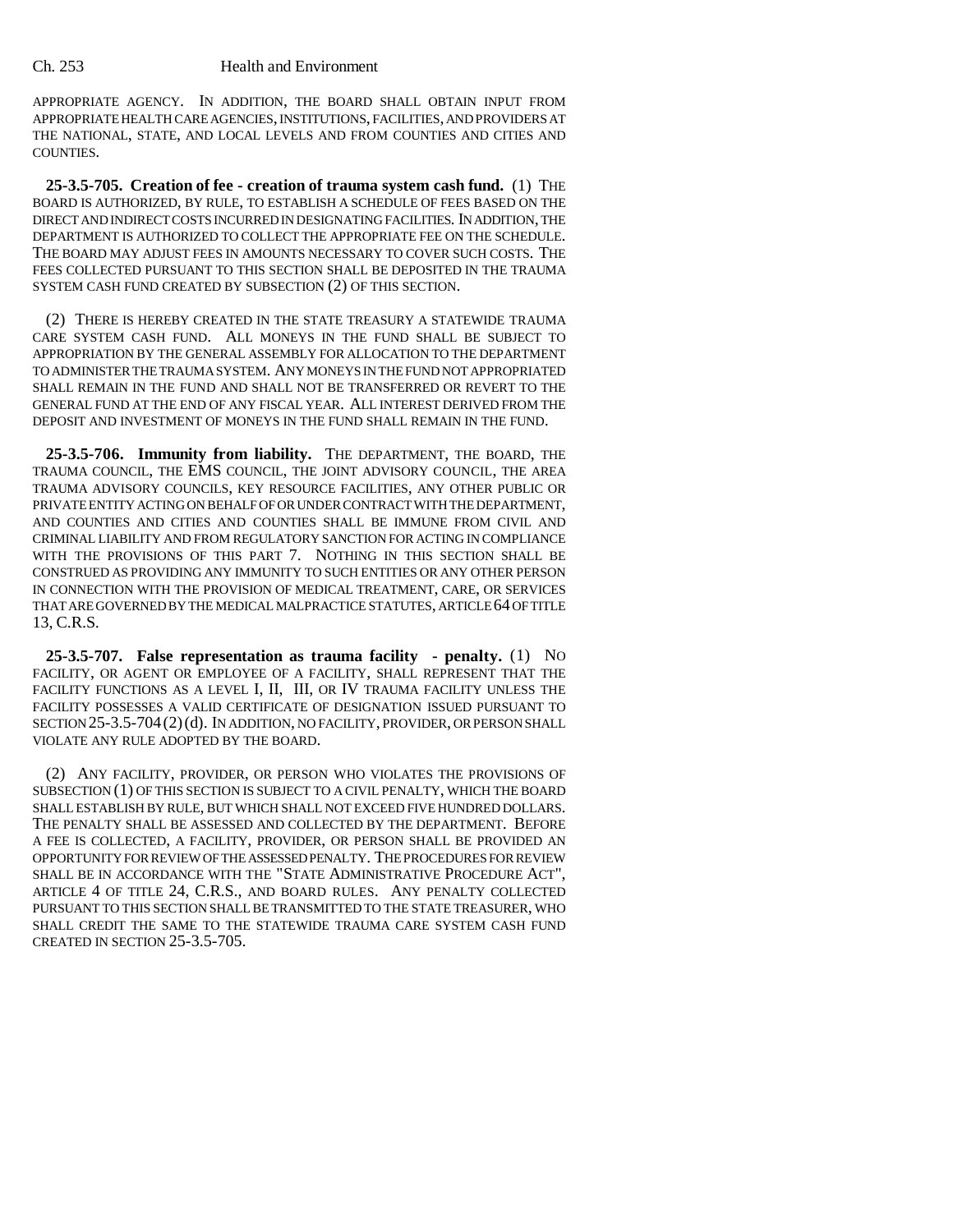APPROPRIATE AGENCY. IN ADDITION, THE BOARD SHALL OBTAIN INPUT FROM APPROPRIATE HEALTH CARE AGENCIES, INSTITUTIONS, FACILITIES, AND PROVIDERS AT THE NATIONAL, STATE, AND LOCAL LEVELS AND FROM COUNTIES AND CITIES AND COUNTIES.

**25-3.5-705. Creation of fee - creation of trauma system cash fund.** (1) THE BOARD IS AUTHORIZED, BY RULE, TO ESTABLISH A SCHEDULE OF FEES BASED ON THE DIRECT AND INDIRECT COSTS INCURRED IN DESIGNATING FACILITIES. IN ADDITION, THE DEPARTMENT IS AUTHORIZED TO COLLECT THE APPROPRIATE FEE ON THE SCHEDULE. THE BOARD MAY ADJUST FEES IN AMOUNTS NECESSARY TO COVER SUCH COSTS. THE FEES COLLECTED PURSUANT TO THIS SECTION SHALL BE DEPOSITED IN THE TRAUMA SYSTEM CASH FUND CREATED BY SUBSECTION (2) OF THIS SECTION.

(2) THERE IS HEREBY CREATED IN THE STATE TREASURY A STATEWIDE TRAUMA CARE SYSTEM CASH FUND. ALL MONEYS IN THE FUND SHALL BE SUBJECT TO APPROPRIATION BY THE GENERAL ASSEMBLY FOR ALLOCATION TO THE DEPARTMENT TO ADMINISTER THE TRAUMA SYSTEM. ANY MONEYS IN THE FUND NOT APPROPRIATED SHALL REMAIN IN THE FUND AND SHALL NOT BE TRANSFERRED OR REVERT TO THE GENERAL FUND AT THE END OF ANY FISCAL YEAR. ALL INTEREST DERIVED FROM THE DEPOSIT AND INVESTMENT OF MONEYS IN THE FUND SHALL REMAIN IN THE FUND.

**25-3.5-706. Immunity from liability.** THE DEPARTMENT, THE BOARD, THE TRAUMA COUNCIL, THE EMS COUNCIL, THE JOINT ADVISORY COUNCIL, THE AREA TRAUMA ADVISORY COUNCILS, KEY RESOURCE FACILITIES, ANY OTHER PUBLIC OR PRIVATE ENTITY ACTING ON BEHALF OF OR UNDER CONTRACT WITH THE DEPARTMENT, AND COUNTIES AND CITIES AND COUNTIES SHALL BE IMMUNE FROM CIVIL AND CRIMINAL LIABILITY AND FROM REGULATORY SANCTION FOR ACTING IN COMPLIANCE WITH THE PROVISIONS OF THIS PART 7. NOTHING IN THIS SECTION SHALL BE CONSTRUED AS PROVIDING ANY IMMUNITY TO SUCH ENTITIES OR ANY OTHER PERSON IN CONNECTION WITH THE PROVISION OF MEDICAL TREATMENT, CARE, OR SERVICES THAT ARE GOVERNED BY THE MEDICAL MALPRACTICE STATUTES, ARTICLE 64 OF TITLE 13, C.R.S.

**25-3.5-707. False representation as trauma facility - penalty.** (1) NO FACILITY, OR AGENT OR EMPLOYEE OF A FACILITY, SHALL REPRESENT THAT THE FACILITY FUNCTIONS AS A LEVEL I, II, III, OR IV TRAUMA FACILITY UNLESS THE FACILITY POSSESSES A VALID CERTIFICATE OF DESIGNATION ISSUED PURSUANT TO SECTION 25-3.5-704 (2) (d). IN ADDITION, NO FACILITY, PROVIDER, OR PERSON SHALL VIOLATE ANY RULE ADOPTED BY THE BOARD.

(2) ANY FACILITY, PROVIDER, OR PERSON WHO VIOLATES THE PROVISIONS OF SUBSECTION (1) OF THIS SECTION IS SUBJECT TO A CIVIL PENALTY, WHICH THE BOARD SHALL ESTABLISH BY RULE, BUT WHICH SHALL NOT EXCEED FIVE HUNDRED DOLLARS. THE PENALTY SHALL BE ASSESSED AND COLLECTED BY THE DEPARTMENT. BEFORE A FEE IS COLLECTED, A FACILITY, PROVIDER, OR PERSON SHALL BE PROVIDED AN OPPORTUNITY FOR REVIEW OF THE ASSESSED PENALTY. THE PROCEDURES FOR REVIEW SHALL BE IN ACCORDANCE WITH THE "STATE ADMINISTRATIVE PROCEDURE ACT", ARTICLE 4 OF TITLE 24, C.R.S., AND BOARD RULES. ANY PENALTY COLLECTED PURSUANT TO THIS SECTION SHALL BE TRANSMITTED TO THE STATE TREASURER, WHO SHALL CREDIT THE SAME TO THE STATEWIDE TRAUMA CARE SYSTEM CASH FUND CREATED IN SECTION 25-3.5-705.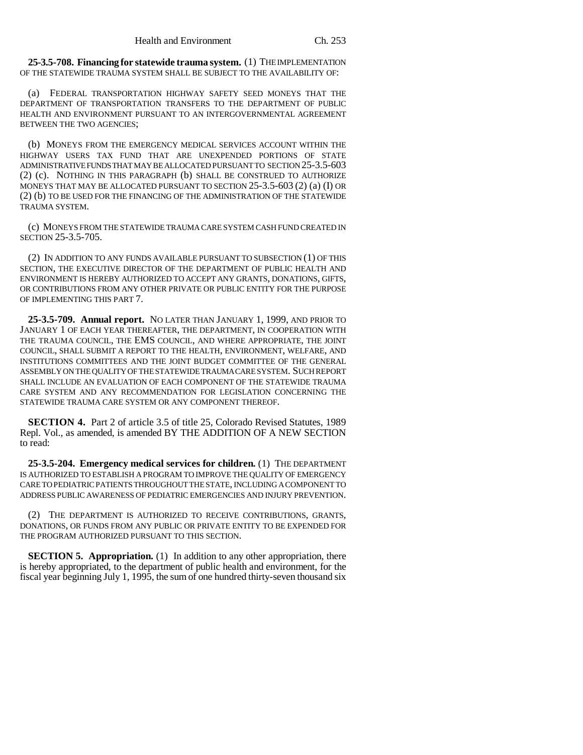**25-3.5-708. Financing for statewide trauma system.** (1) THE IMPLEMENTATION OF THE STATEWIDE TRAUMA SYSTEM SHALL BE SUBJECT TO THE AVAILABILITY OF:

(a) FEDERAL TRANSPORTATION HIGHWAY SAFETY SEED MONEYS THAT THE DEPARTMENT OF TRANSPORTATION TRANSFERS TO THE DEPARTMENT OF PUBLIC HEALTH AND ENVIRONMENT PURSUANT TO AN INTERGOVERNMENTAL AGREEMENT BETWEEN THE TWO AGENCIES;

(b) MONEYS FROM THE EMERGENCY MEDICAL SERVICES ACCOUNT WITHIN THE HIGHWAY USERS TAX FUND THAT ARE UNEXPENDED PORTIONS OF STATE ADMINISTRATIVE FUNDS THAT MAY BE ALLOCATED PURSUANT TO SECTION 25-3.5-603 (2) (c). NOTHING IN THIS PARAGRAPH (b) SHALL BE CONSTRUED TO AUTHORIZE MONEYS THAT MAY BE ALLOCATED PURSUANT TO SECTION 25-3.5-603 (2) (a) (I) OR (2) (b) TO BE USED FOR THE FINANCING OF THE ADMINISTRATION OF THE STATEWIDE TRAUMA SYSTEM.

(c) MONEYS FROM THE STATEWIDE TRAUMA CARE SYSTEM CASH FUND CREATED IN SECTION 25-3.5-705.

(2) IN ADDITION TO ANY FUNDS AVAILABLE PURSUANT TO SUBSECTION (1) OF THIS SECTION, THE EXECUTIVE DIRECTOR OF THE DEPARTMENT OF PUBLIC HEALTH AND ENVIRONMENT IS HEREBY AUTHORIZED TO ACCEPT ANY GRANTS, DONATIONS, GIFTS, OR CONTRIBUTIONS FROM ANY OTHER PRIVATE OR PUBLIC ENTITY FOR THE PURPOSE OF IMPLEMENTING THIS PART 7.

**25-3.5-709. Annual report.** NO LATER THAN JANUARY 1, 1999, AND PRIOR TO JANUARY 1 OF EACH YEAR THEREAFTER, THE DEPARTMENT, IN COOPERATION WITH THE TRAUMA COUNCIL, THE EMS COUNCIL, AND WHERE APPROPRIATE, THE JOINT COUNCIL, SHALL SUBMIT A REPORT TO THE HEALTH, ENVIRONMENT, WELFARE, AND INSTITUTIONS COMMITTEES AND THE JOINT BUDGET COMMITTEE OF THE GENERAL ASSEMBLY ON THE QUALITY OF THE STATEWIDE TRAUMA CARE SYSTEM. SUCH REPORT SHALL INCLUDE AN EVALUATION OF EACH COMPONENT OF THE STATEWIDE TRAUMA CARE SYSTEM AND ANY RECOMMENDATION FOR LEGISLATION CONCERNING THE STATEWIDE TRAUMA CARE SYSTEM OR ANY COMPONENT THEREOF.

**SECTION 4.** Part 2 of article 3.5 of title 25, Colorado Revised Statutes, 1989 Repl. Vol., as amended, is amended BY THE ADDITION OF A NEW SECTION to read:

**25-3.5-204. Emergency medical services for children.** (1) THE DEPARTMENT IS AUTHORIZED TO ESTABLISH A PROGRAM TO IMPROVE THE QUALITY OF EMERGENCY CARE TO PEDIATRIC PATIENTS THROUGHOUT THE STATE, INCLUDING A COMPONENT TO ADDRESS PUBLIC AWARENESS OF PEDIATRIC EMERGENCIES AND INJURY PREVENTION.

(2) THE DEPARTMENT IS AUTHORIZED TO RECEIVE CONTRIBUTIONS, GRANTS, DONATIONS, OR FUNDS FROM ANY PUBLIC OR PRIVATE ENTITY TO BE EXPENDED FOR THE PROGRAM AUTHORIZED PURSUANT TO THIS SECTION.

**SECTION 5. Appropriation.** (1) In addition to any other appropriation, there is hereby appropriated, to the department of public health and environment, for the fiscal year beginning July 1, 1995, the sum of one hundred thirty-seven thousand six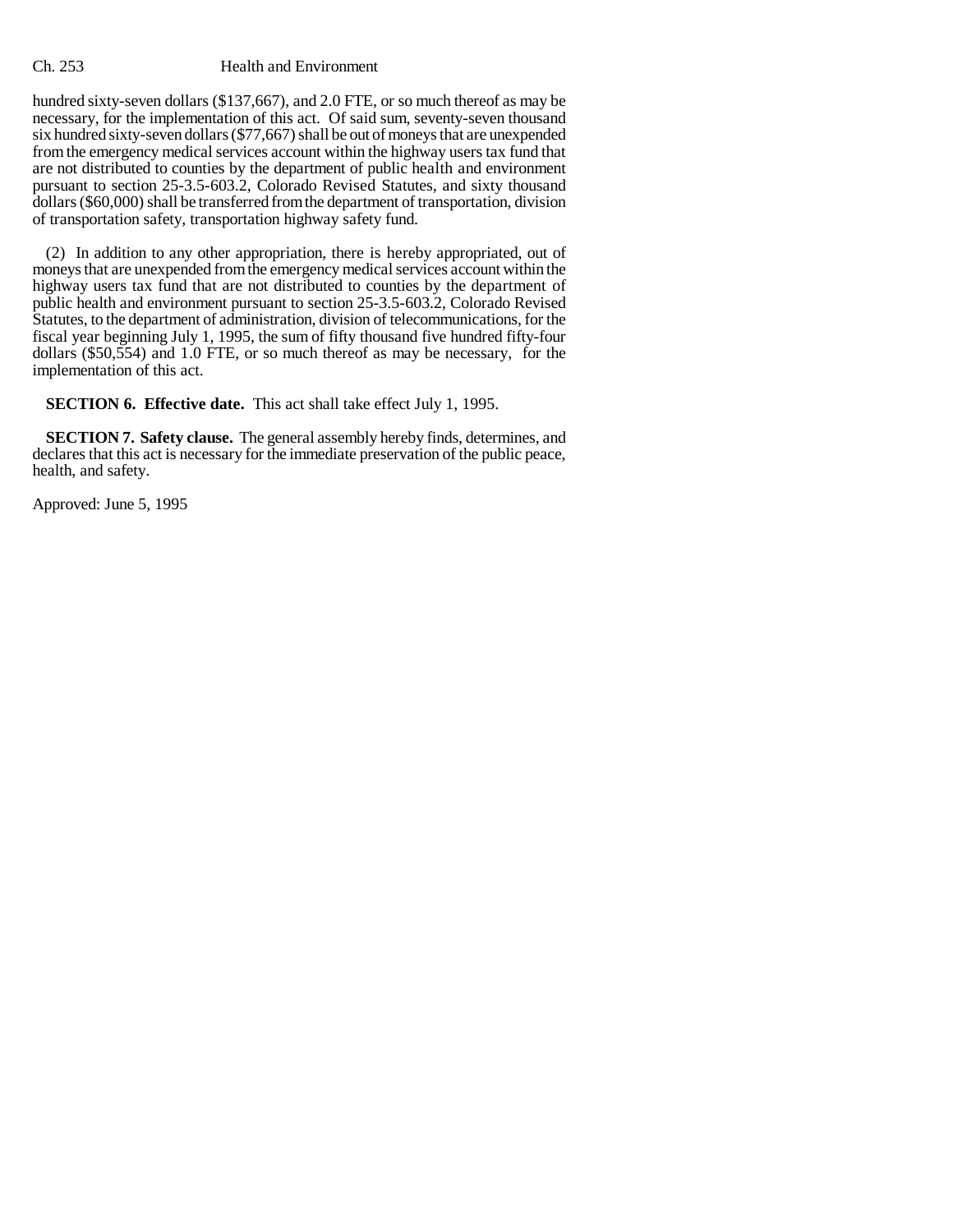hundred sixty-seven dollars ($137,667), and 2.0 FTE, or so much thereof as may be necessary, for the implementation of this act. Of said sum, seventy-seven thousand six hundred sixty-seven dollars ($77,667) shall be out of moneys that are unexpended from the emergency medical services account within the highway users tax fund that are not distributed to counties by the department of public health and environment pursuant to section 25-3.5-603.2, Colorado Revised Statutes, and sixty thousand dollars ($60,000) shall be transferred from the department of transportation, division of transportation safety, transportation highway safety fund.

(2) In addition to any other appropriation, there is hereby appropriated, out of moneys that are unexpended from the emergency medical services account within the highway users tax fund that are not distributed to counties by the department of public health and environment pursuant to section 25-3.5-603.2, Colorado Revised Statutes, to the department of administration, division of telecommunications, for the fiscal year beginning July 1, 1995, the sum of fifty thousand five hundred fifty-four dollars ($50,554) and 1.0 FTE, or so much thereof as may be necessary, for the implementation of this act.

**SECTION 6. Effective date.** This act shall take effect July 1, 1995.

**SECTION 7. Safety clause.** The general assembly hereby finds, determines, and declares that this act is necessary for the immediate preservation of the public peace, health, and safety.

Approved: June 5, 1995